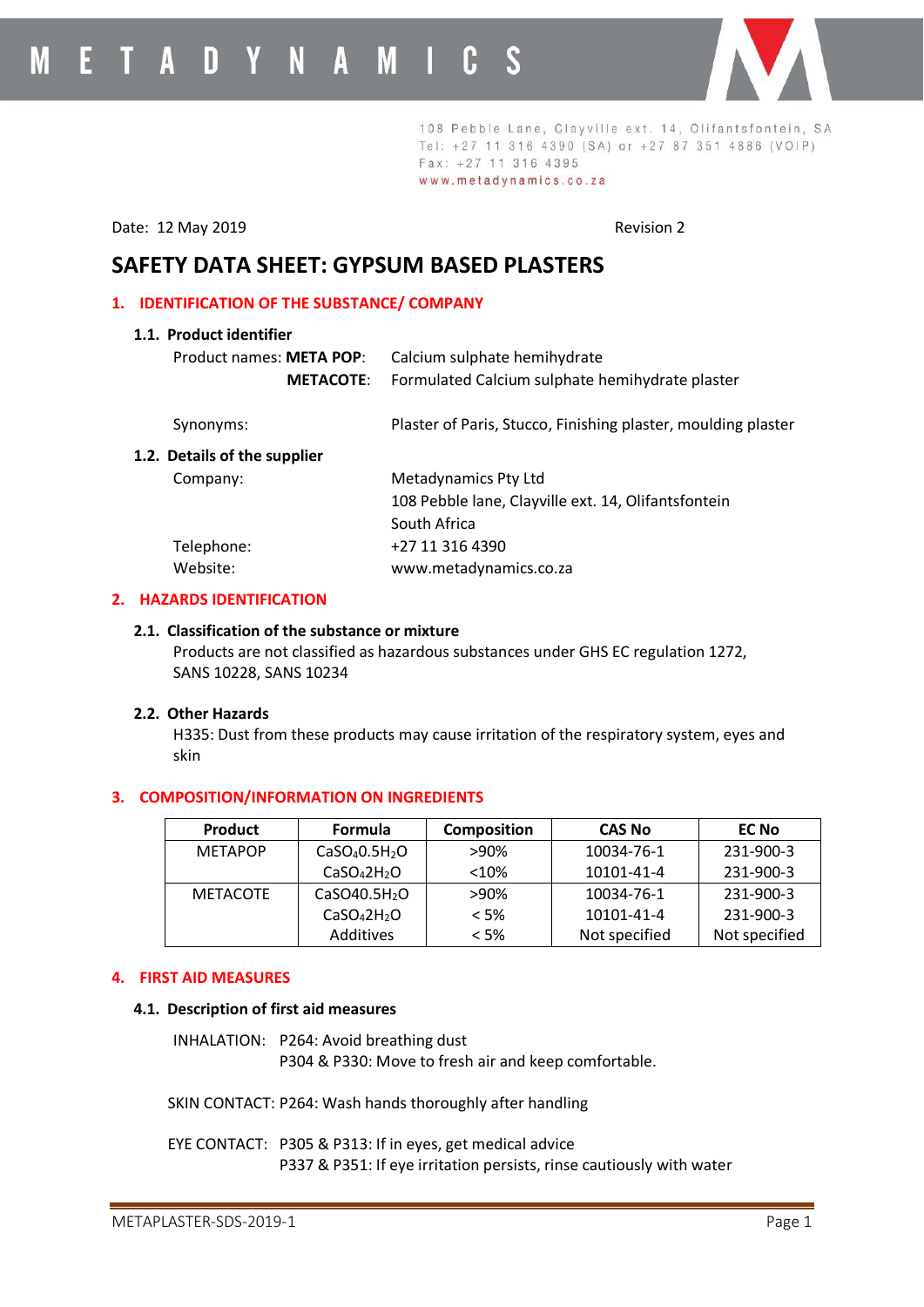METADYNAMICS

108 Pebble Lane, Clayville ext. 14, Olifantsfontein, SA
Tel: +27 11 316 4390 (SA) or +27 87 351 4886 (VOIP)
Fax: +27 11 316 4395
www.metadynamics.co.za

Date: 12 May 2019 Revision 2

# SAFETY DATA SHEET: GYPSUM BASED PLASTERS

## 1. IDENTIFICATION OF THE SUBSTANCE/ COMPANY

### 1.1. Product identifier

Product names: **META POP**: Calcium sulphate hemihydrate
**METACOTE**: Formulated Calcium sulphate hemihydrate plaster

Synonyms: Plaster of Paris, Stucco, Finishing plaster, moulding plaster

### 1.2. Details of the supplier

Company: Metadynamics Pty Ltd
108 Pebble lane, Clayville ext. 14, Olifantsfontein
South Africa

Telephone: +27 11 316 4390
Website: www.metadynamics.co.za

## 2. HAZARDS IDENTIFICATION

### 2.1. Classification of the substance or mixture

Products are not classified as hazardous substances under GHS EC regulation 1272, SANS 10228, SANS 10234

### 2.2. Other Hazards

H335: Dust from these products may cause irritation of the respiratory system, eyes and skin

## 3. COMPOSITION/INFORMATION ON INGREDIENTS

| Product | Formula | Composition | CAS No | EC No |
|---|---|---|---|---|
| METAPOP | $CaSO_40.5H_2O$ | >90% | 10034-76-1 | 231-900-3 |
| | $CaSO_42H_2O$ | <10% | 10101-41-4 | 231-900-3 |
| METACOTE | $CaSO40.5H_2O$ | >90% | 10034-76-1 | 231-900-3 |
| | $CaSO_42H_2O$ | < 5% | 10101-41-4 | 231-900-3 |
| | Additives | < 5% | Not specified | Not specified |

## 4. FIRST AID MEASURES

### 4.1. Description of first aid measures

INHALATION: P264: Avoid breathing dust
P304 & P330: Move to fresh air and keep comfortable.

SKIN CONTACT: P264: Wash hands thoroughly after handling

EYE CONTACT: P305 & P313: If in eyes, get medical advice
P337 & P351: If eye irritation persists, rinse cautiously with water

METAPLASTER-SDS-2019-1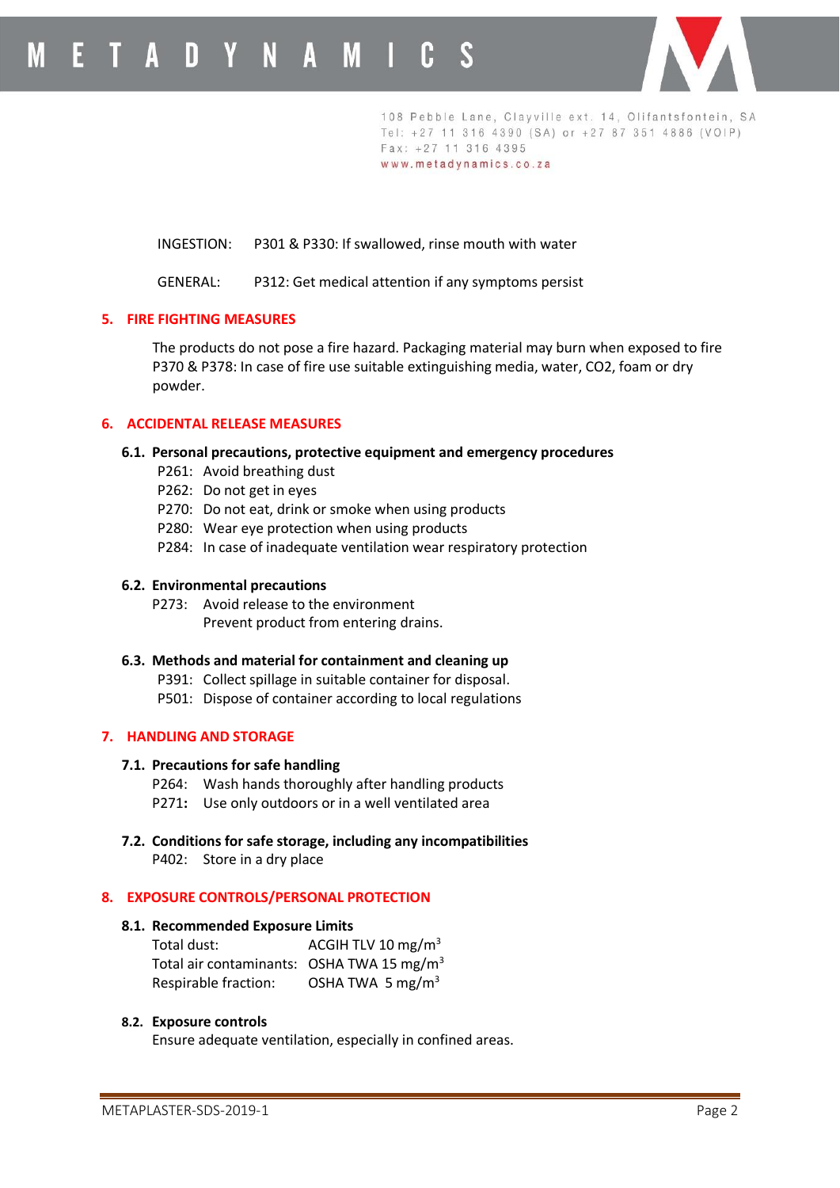INGESTION: P301 & P330: If swallowed, rinse mouth with water

GENERAL: P312: Get medical attention if any symptoms persist

## 5. FIRE FIGHTING MEASURES

The products do not pose a fire hazard. Packaging material may burn when exposed to fire P370 & P378: In case of fire use suitable extinguishing media, water, $CO_2$, foam or dry powder.

## 6. ACCIDENTAL RELEASE MEASURES

### 6.1. Personal precautions, protective equipment and emergency procedures

P261: Avoid breathing dust
P262: Do not get in eyes
P270: Do not eat, drink or smoke when using products
P280: Wear eye protection when using products
P284: In case of inadequate ventilation wear respiratory protection

### 6.2. Environmental precautions

P273: Avoid release to the environment
Prevent product from entering drains.

### 6.3. Methods and material for containment and cleaning up

P391: Collect spillage in suitable container for disposal.
P501: Dispose of container according to local regulations

## 7. HANDLING AND STORAGE

### 7.1. Precautions for safe handling

P264: Wash hands thoroughly after handling products
P271: Use only outdoors or in a well ventilated area

### 7.2. Conditions for safe storage, including any incompatibilities

P402: Store in a dry place

## 8. EXPOSURE CONTROLS/PERSONAL PROTECTION

### 8.1. Recommended Exposure Limits

| | |
|---|---|
| Total dust: | ACGIH TLV 10 $mg/m^3$ |
| Total air contaminants: | OSHA TWA 15 $mg/m^3$ |
| Respirable fraction: | OSHA TWA 5 $mg/m^3$ |

### 8.2. Exposure controls

Ensure adequate ventilation, especially in confined areas.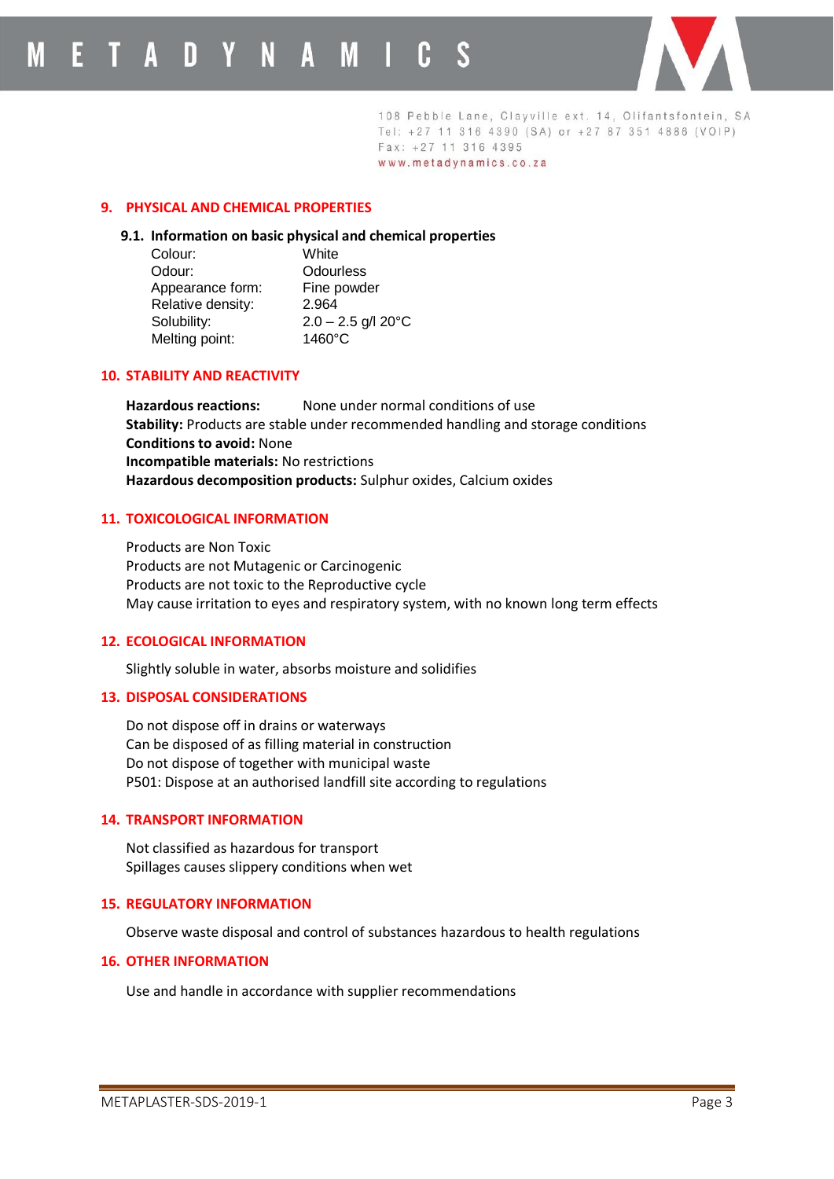## 9. PHYSICAL AND CHEMICAL PROPERTIES

### 9.1. Information on basic physical and chemical properties

| | |
|---|---|
| Colour: | White |
| Odour: | Odourless |
| Appearance form: | Fine powder |
| Relative density: | 2.964 |
| Solubility: | 2.0 – 2.5 g/l 20°C |
| Melting point: | 1460°C |

## 10. STABILITY AND REACTIVITY

**Hazardous reactions:** None under normal conditions of use

**Stability:** Products are stable under recommended handling and storage conditions

**Conditions to avoid:** None

**Incompatible materials:** No restrictions

**Hazardous decomposition products:** Sulphur oxides, Calcium oxides

## 11. TOXICOLOGICAL INFORMATION

Products are Non Toxic

Products are not Mutagenic or Carcinogenic

Products are not toxic to the Reproductive cycle

May cause irritation to eyes and respiratory system, with no known long term effects

## 12. ECOLOGICAL INFORMATION

Slightly soluble in water, absorbs moisture and solidifies

## 13. DISPOSAL CONSIDERATIONS

Do not dispose off in drains or waterways

Can be disposed of as filling material in construction

Do not dispose of together with municipal waste

P501: Dispose at an authorised landfill site according to regulations

## 14. TRANSPORT INFORMATION

Not classified as hazardous for transport

Spillages causes slippery conditions when wet

## 15. REGULATORY INFORMATION

Observe waste disposal and control of substances hazardous to health regulations

## 16. OTHER INFORMATION

Use and handle in accordance with supplier recommendations